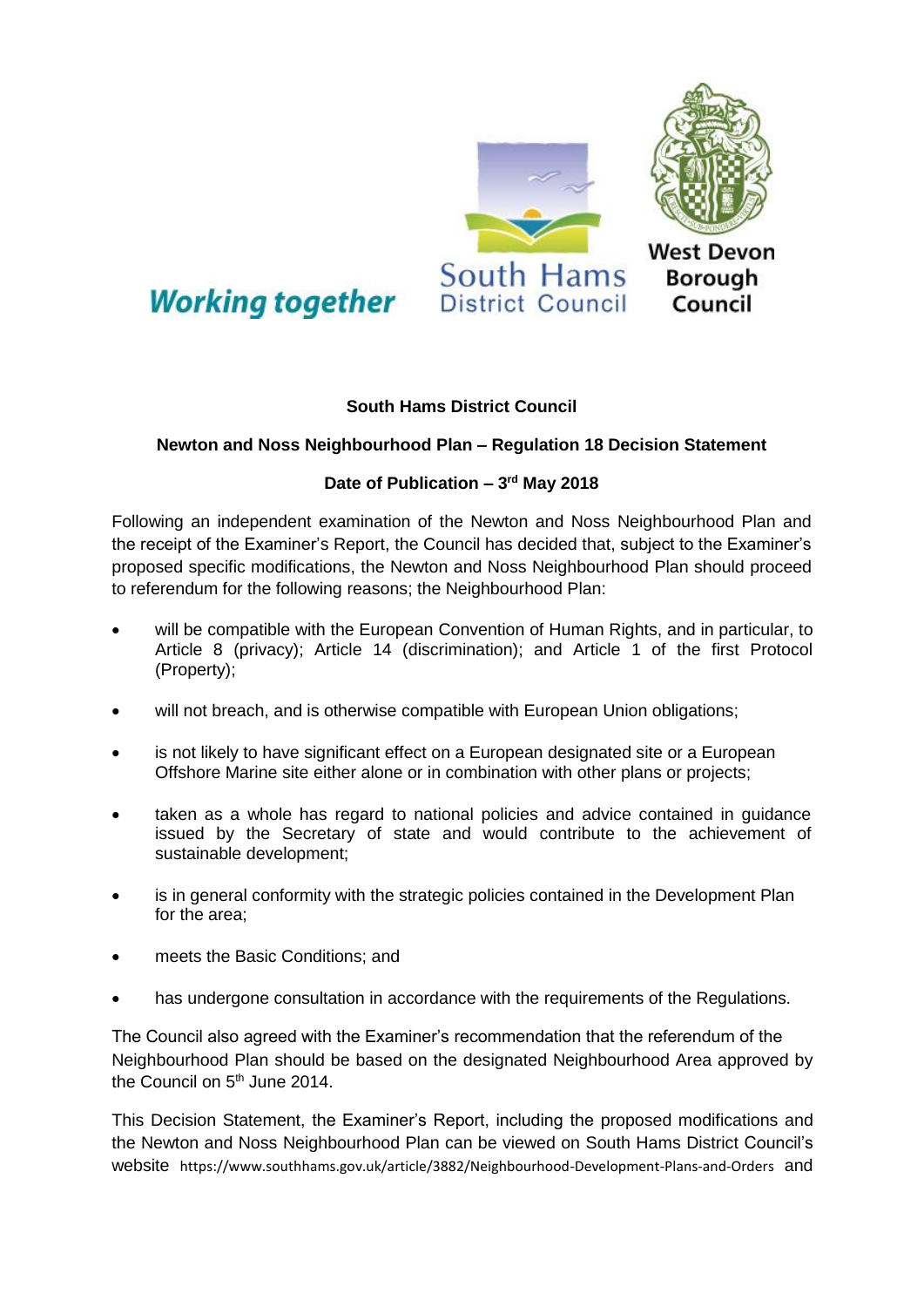Working together

South Hams District Council

West Devon Borough Council

**South Hams District Council**

**Newton and Noss Neighbourhood Plan – Regulation 18 Decision Statement**

**Date of Publication – 3rd May 2018**

Following an independent examination of the Newton and Noss Neighbourhood Plan and the receipt of the Examiner's Report, the Council has decided that, subject to the Examiner's proposed specific modifications, the Newton and Noss Neighbourhood Plan should proceed to referendum for the following reasons; the Neighbourhood Plan:

- will be compatible with the European Convention of Human Rights, and in particular, to Article 8 (privacy); Article 14 (discrimination); and Article 1 of the first Protocol (Property);
- will not breach, and is otherwise compatible with European Union obligations;
- is not likely to have significant effect on a European designated site or a European Offshore Marine site either alone or in combination with other plans or projects;
- taken as a whole has regard to national policies and advice contained in guidance issued by the Secretary of state and would contribute to the achievement of sustainable development;
- is in general conformity with the strategic policies contained in the Development Plan for the area;
- meets the Basic Conditions; and
- has undergone consultation in accordance with the requirements of the Regulations.

The Council also agreed with the Examiner's recommendation that the referendum of the Neighbourhood Plan should be based on the designated Neighbourhood Area approved by the Council on 5th June 2014.

This Decision Statement, the Examiner's Report, including the proposed modifications and the Newton and Noss Neighbourhood Plan can be viewed on South Hams District Council's website https://www.southhams.gov.uk/article/3882/Neighbourhood-Development-Plans-and-Orders and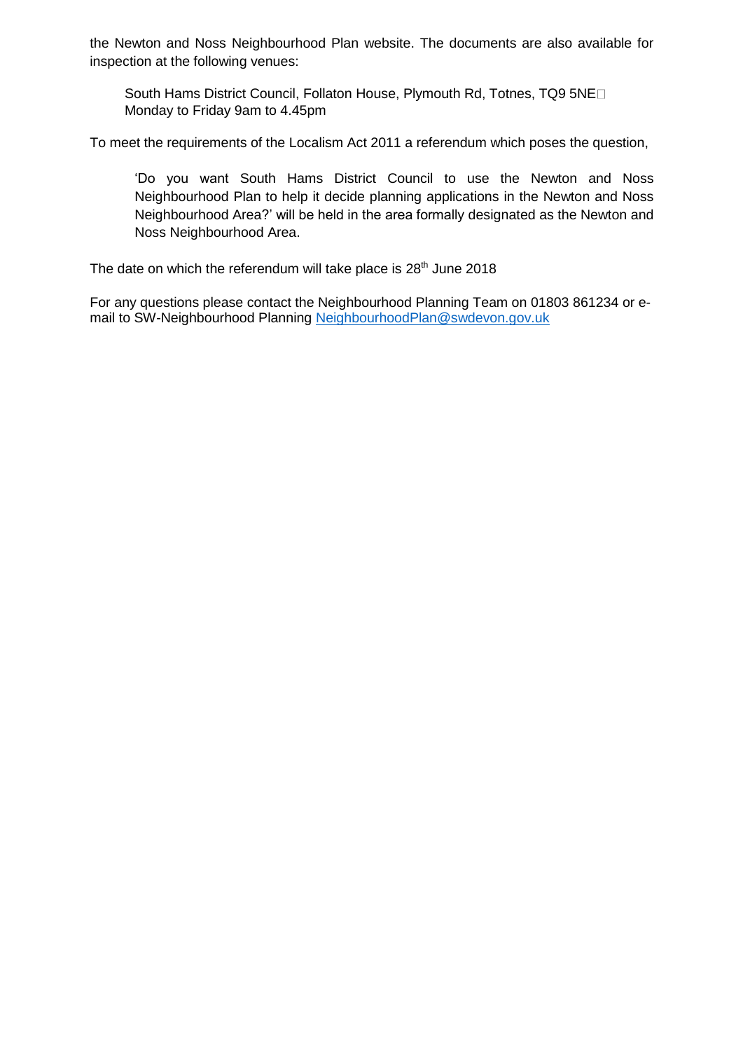the Newton and Noss Neighbourhood Plan website. The documents are also available for inspection at the following venues:

> South Hams District Council, Follaton House, Plymouth Rd, Totnes, TQ9 5NE
> Monday to Friday 9am to 4.45pm

To meet the requirements of the Localism Act 2011 a referendum which poses the question,

> 'Do you want South Hams District Council to use the Newton and Noss Neighbourhood Plan to help it decide planning applications in the Newton and Noss Neighbourhood Area?' will be held in the area formally designated as the Newton and Noss Neighbourhood Area.

The date on which the referendum will take place is 28th June 2018

For any questions please contact the Neighbourhood Planning Team on 01803 861234 or e-mail to SW-Neighbourhood Planning NeighbourhoodPlan@swdevon.gov.uk